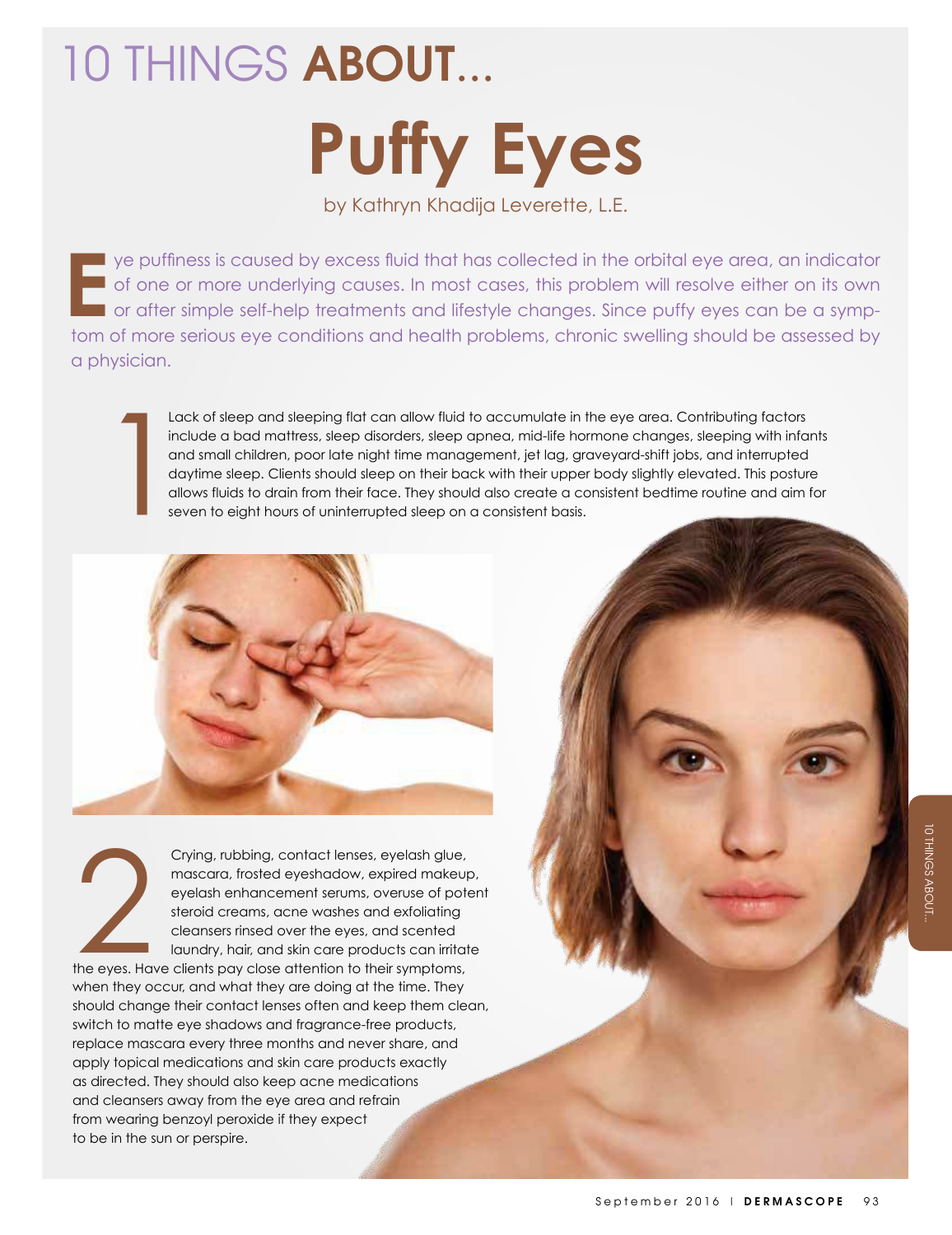# 10 THINGS ABOUT...

# Puffy Eyes

by Kathryn Khadija Leverette, L.E.

Eye puffiness is caused by excess fluid that has collected in the orbital eye area, an indicator of one or more underlying causes. In most cases, this problem will resolve either on its own or after simple self-help treatments and lifestyle changes. Since puffy eyes can be a symptom of more serious eye conditions and health problems, chronic swelling should be assessed by a physician.

**1** Lack of sleep and sleeping flat can allow fluid to accumulate in the eye area. Contributing factors include a bad mattress, sleep disorders, sleep apnea, mid-life hormone changes, sleeping with infants and small children, poor late night time management, jet lag, graveyard-shift jobs, and interrupted daytime sleep. Clients should sleep on their back with their upper body slightly elevated. This posture allows fluids to drain from their face. They should also create a consistent bedtime routine and aim for seven to eight hours of uninterrupted sleep on a consistent basis.

**2** Crying, rubbing, contact lenses, eyelash glue, mascara, frosted eyeshadow, expired makeup, eyelash enhancement serums, overuse of potent steroid creams, acne washes and exfoliating cleansers rinsed over the eyes, and scented laundry, hair, and skin care products can irritate the eyes. Have clients pay close attention to their symptoms, when they occur, and what they are doing at the time. They should change their contact lenses often and keep them clean, switch to matte eye shadows and fragrance-free products, replace mascara every three months and never share, and apply topical medications and skin care products exactly as directed. They should also keep acne medications and cleansers away from the eye area and refrain from wearing benzoyl peroxide if they expect to be in the sun or perspire.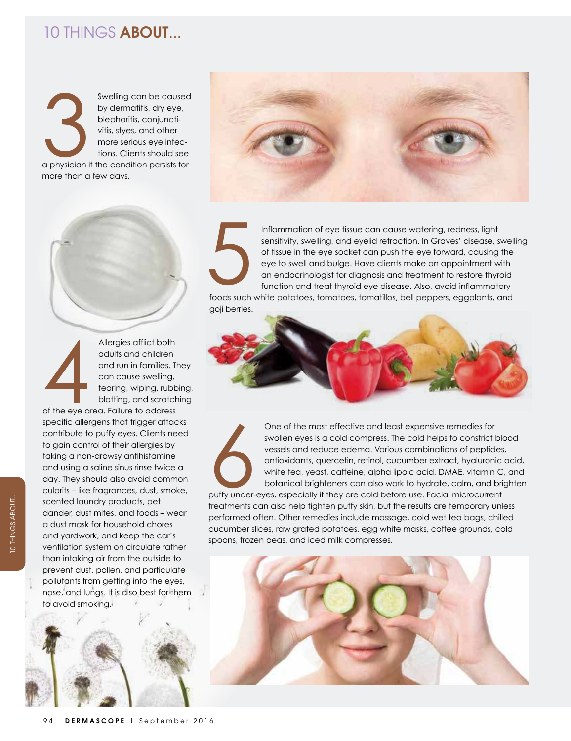## 10 THINGS **ABOUT**...

**3** Swelling can be caused by dermatitis, dry eye, blepharitis, conjunctivitis, styes, and other more serious eye infections. Clients should see a physician if the condition persists for more than a few days.

**4** Allergies afflict both adults and children and run in families. They can cause swelling, tearing, wiping, rubbing, blotting, and scratching of the eye area. Failure to address specific allergens that trigger attacks contribute to puffy eyes. Clients need to gain control of their allergies by taking a non-drowsy antihistamine and using a saline sinus rinse twice a day. They should also avoid common culprits – like fragrances, dust, smoke, scented laundry products, pet dander, dust mites, and foods – wear a dust mask for household chores and yardwork, and keep the car's ventilation system on circulate rather than intaking air from the outside to prevent dust, pollen, and particulate pollutants from getting into the eyes, nose, and lungs. It is also best for them to avoid smoking.

**5** Inflammation of eye tissue can cause watering, redness, light sensitivity, swelling, and eyelid retraction. In Graves' disease, swelling of tissue in the eye socket can push the eye forward, causing the eye to swell and bulge. Have clients make an appointment with an endocrinologist for diagnosis and treatment to restore thyroid function and treat thyroid eye disease. Also, avoid inflammatory foods such white potatoes, tomatoes, tomatillos, bell peppers, eggplants, and goji berries.

**6** One of the most effective and least expensive remedies for swollen eyes is a cold compress. The cold helps to constrict blood vessels and reduce edema. Various combinations of peptides, antioxidants, quercetin, retinol, cucumber extract, hyaluronic acid, white tea, yeast, caffeine, alpha lipoic acid, DMAE, vitamin C, and botanical brighteners can also work to hydrate, calm, and brighten puffy under-eyes, especially if they are cold before use. Facial microcurrent treatments can also help tighten puffy skin, but the results are temporary unless performed often. Other remedies include massage, cold wet tea bags, chilled cucumber slices, raw grated potatoes, egg white masks, coffee grounds, cold spoons, frozen peas, and iced milk compresses.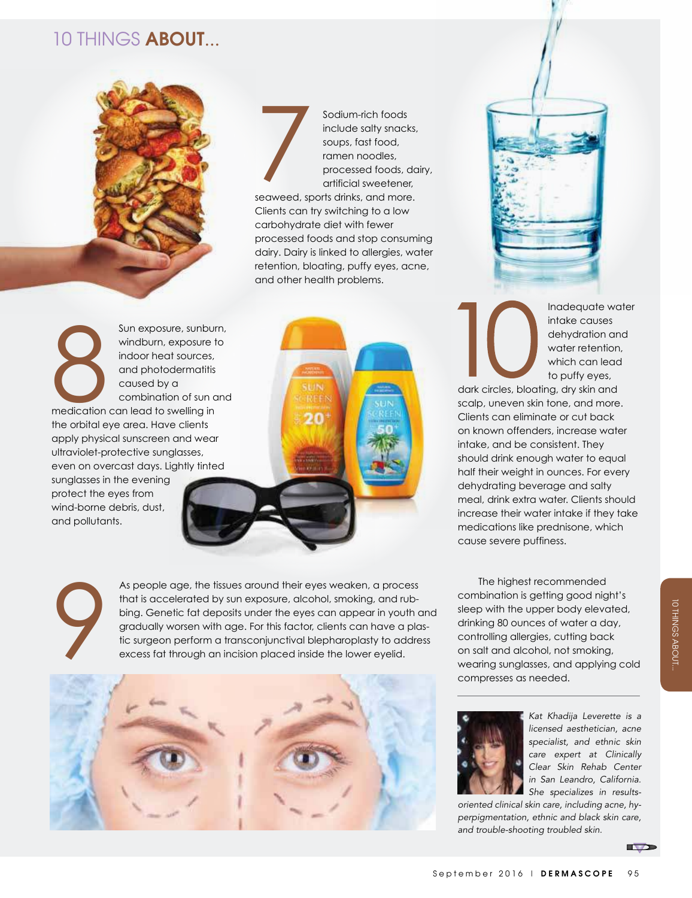# 10 THINGS **ABOUT...**

**7** Sodium-rich foods include salty snacks, soups, fast food, ramen noodles, processed foods, dairy, artificial sweetener, seaweed, sports drinks, and more. Clients can try switching to a low carbohydrate diet with fewer processed foods and stop consuming dairy. Dairy is linked to allergies, water retention, bloating, puffy eyes, acne, and other health problems.

**8** Sun exposure, sunburn, windburn, exposure to indoor heat sources, and photodermatitis caused by a combination of sun and medication can lead to swelling in the orbital eye area. Have clients apply physical sunscreen and wear ultraviolet-protective sunglasses, even on overcast days. Lightly tinted sunglasses in the evening protect the eyes from wind-borne debris, dust, and pollutants.

**9** As people age, the tissues around their eyes weaken, a process that is accelerated by sun exposure, alcohol, smoking, and rubbing. Genetic fat deposits under the eyes can appear in youth and gradually worsen with age. For this factor, clients can have a plastic surgeon perform a transconjunctival blepharoplasty to address excess fat through an incision placed inside the lower eyelid.

**10** Inadequate water intake causes dehydration and water retention, which can lead to puffy eyes, dark circles, bloating, dry skin and scalp, uneven skin tone, and more. Clients can eliminate or cut back on known offenders, increase water intake, and be consistent. They should drink enough water to equal half their weight in ounces. For every dehydrating beverage and salty meal, drink extra water. Clients should increase their water intake if they take medications like prednisone, which cause severe puffiness.

The highest recommended combination is getting good night's sleep with the upper body elevated, drinking 80 ounces of water a day, controlling allergies, cutting back on salt and alcohol, not smoking, wearing sunglasses, and applying cold compresses as needed.

---

*Kat Khadija Leverette is a licensed aesthetician, acne specialist, and ethnic skin care expert at Clinically Clear Skin Rehab Center in San Leandro, California. She specializes in results-oriented clinical skin care, including acne, hyperpigmentation, ethnic and black skin care, and trouble-shooting troubled skin.*